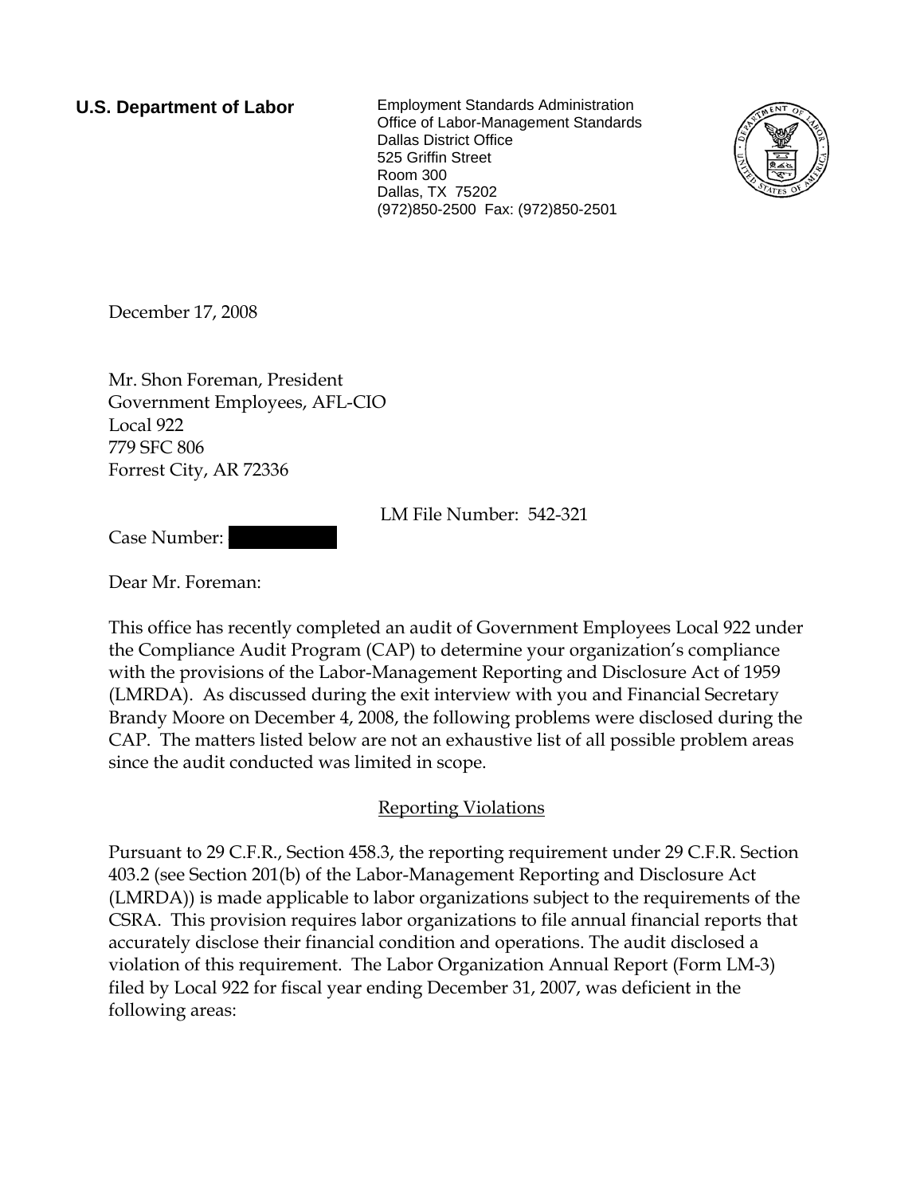**U.S. Department of Labor**

Employment Standards Administration
Office of Labor-Management Standards
Dallas District Office
525 Griffin Street
Room 300
Dallas, TX 75202
(972)850-2500 Fax: (972)850-2501

December 17, 2008

Mr. Shon Foreman, President
Government Employees, AFL-CIO
Local 922
779 SFC 806
Forrest City, AR 72336

LM File Number: 542-321

Case Number: 

Dear Mr. Foreman:

This office has recently completed an audit of Government Employees Local 922 under the Compliance Audit Program (CAP) to determine your organization's compliance with the provisions of the Labor-Management Reporting and Disclosure Act of 1959 (LMRDA). As discussed during the exit interview with you and Financial Secretary Brandy Moore on December 4, 2008, the following problems were disclosed during the CAP. The matters listed below are not an exhaustive list of all possible problem areas since the audit conducted was limited in scope.

## Reporting Violations

Pursuant to 29 C.F.R., Section 458.3, the reporting requirement under 29 C.F.R. Section 403.2 (see Section 201(b) of the Labor-Management Reporting and Disclosure Act (LMRDA)) is made applicable to labor organizations subject to the requirements of the CSRA. This provision requires labor organizations to file annual financial reports that accurately disclose their financial condition and operations. The audit disclosed a violation of this requirement. The Labor Organization Annual Report (Form LM-3) filed by Local 922 for fiscal year ending December 31, 2007, was deficient in the following areas: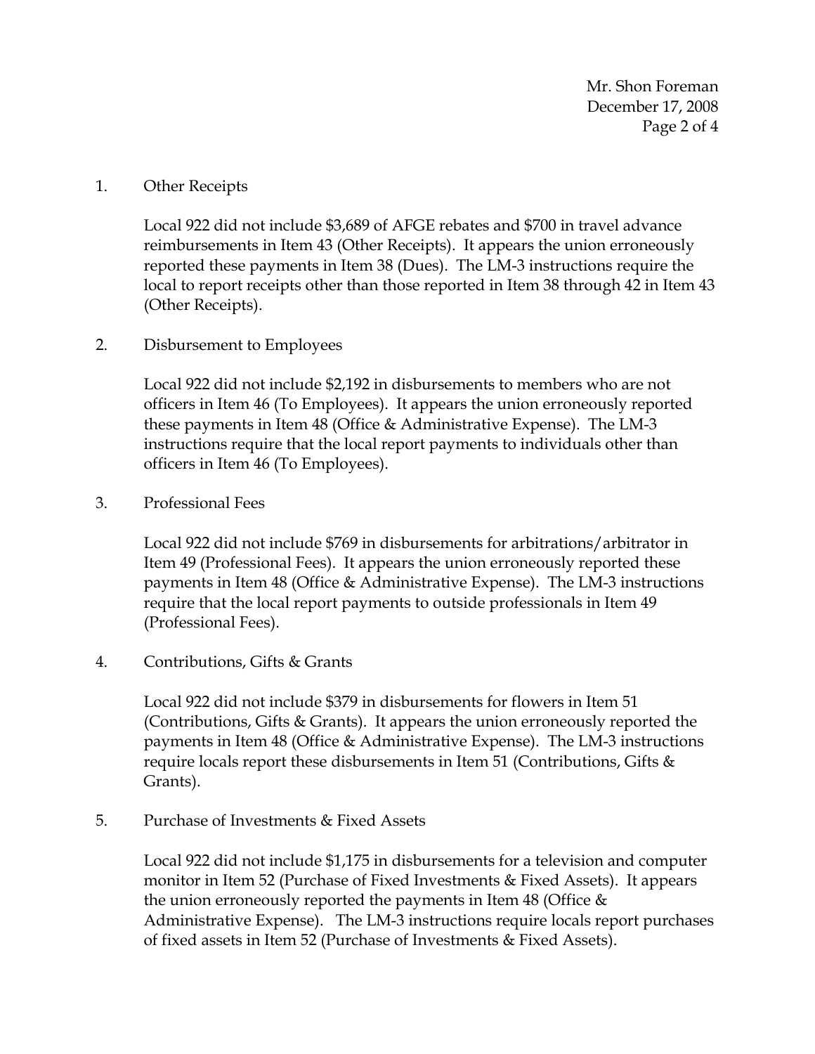1. Other Receipts

   Local 922 did not include $3,689 of AFGE rebates and $700 in travel advance reimbursements in Item 43 (Other Receipts). It appears the union erroneously reported these payments in Item 38 (Dues). The LM-3 instructions require the local to report receipts other than those reported in Item 38 through 42 in Item 43 (Other Receipts).

2. Disbursement to Employees

   Local 922 did not include $2,192 in disbursements to members who are not officers in Item 46 (To Employees). It appears the union erroneously reported these payments in Item 48 (Office & Administrative Expense). The LM-3 instructions require that the local report payments to individuals other than officers in Item 46 (To Employees).

3. Professional Fees

   Local 922 did not include $769 in disbursements for arbitrations/arbitrator in Item 49 (Professional Fees). It appears the union erroneously reported these payments in Item 48 (Office & Administrative Expense). The LM-3 instructions require that the local report payments to outside professionals in Item 49 (Professional Fees).

4. Contributions, Gifts & Grants

   Local 922 did not include $379 in disbursements for flowers in Item 51 (Contributions, Gifts & Grants). It appears the union erroneously reported the payments in Item 48 (Office & Administrative Expense). The LM-3 instructions require locals report these disbursements in Item 51 (Contributions, Gifts & Grants).

5. Purchase of Investments & Fixed Assets

   Local 922 did not include $1,175 in disbursements for a television and computer monitor in Item 52 (Purchase of Fixed Investments & Fixed Assets). It appears the union erroneously reported the payments in Item 48 (Office & Administrative Expense). The LM-3 instructions require locals report purchases of fixed assets in Item 52 (Purchase of Investments & Fixed Assets).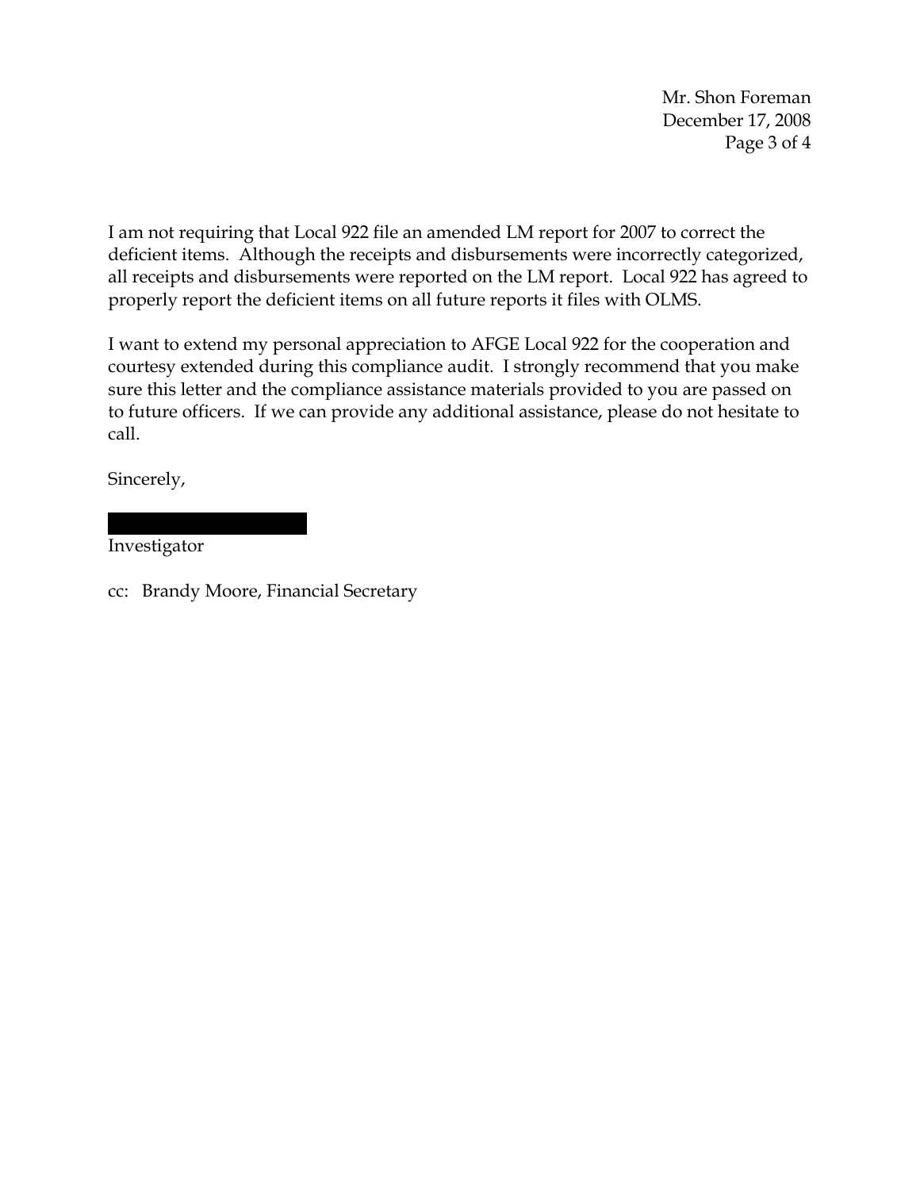I am not requiring that Local 922 file an amended LM report for 2007 to correct the deficient items. Although the receipts and disbursements were incorrectly categorized, all receipts and disbursements were reported on the LM report. Local 922 has agreed to properly report the deficient items on all future reports it files with OLMS.

I want to extend my personal appreciation to AFGE Local 922 for the cooperation and courtesy extended during this compliance audit. I strongly recommend that you make sure this letter and the compliance assistance materials provided to you are passed on to future officers. If we can provide any additional assistance, please do not hesitate to call.

Sincerely,

Investigator

cc: Brandy Moore, Financial Secretary